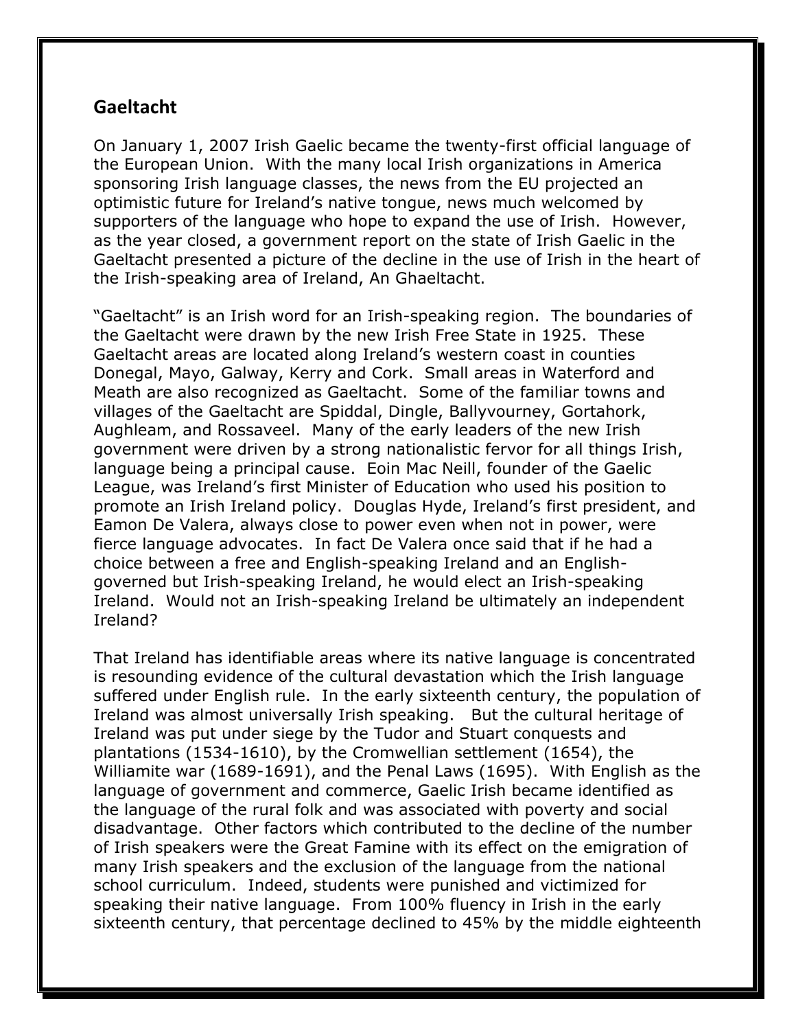## Gaeltacht

On January 1, 2007 Irish Gaelic became the twenty-first official language of the European Union. With the many local Irish organizations in America sponsoring Irish language classes, the news from the EU projected an optimistic future for Ireland's native tongue, news much welcomed by supporters of the language who hope to expand the use of Irish. However, as the year closed, a government report on the state of Irish Gaelic in the Gaeltacht presented a picture of the decline in the use of Irish in the heart of the Irish-speaking area of Ireland, An Ghaeltacht.

"Gaeltacht" is an Irish word for an Irish-speaking region. The boundaries of the Gaeltacht were drawn by the new Irish Free State in 1925. These Gaeltacht areas are located along Ireland's western coast in counties Donegal, Mayo, Galway, Kerry and Cork. Small areas in Waterford and Meath are also recognized as Gaeltacht. Some of the familiar towns and villages of the Gaeltacht are Spiddal, Dingle, Ballyvourney, Gortahork, Aughleam, and Rossaveel. Many of the early leaders of the new Irish government were driven by a strong nationalistic fervor for all things Irish, language being a principal cause. Eoin Mac Neill, founder of the Gaelic League, was Ireland's first Minister of Education who used his position to promote an Irish Ireland policy. Douglas Hyde, Ireland's first president, and Eamon De Valera, always close to power even when not in power, were fierce language advocates. In fact De Valera once said that if he had a choice between a free and English-speaking Ireland and an English-governed but Irish-speaking Ireland, he would elect an Irish-speaking Ireland. Would not an Irish-speaking Ireland be ultimately an independent Ireland?

That Ireland has identifiable areas where its native language is concentrated is resounding evidence of the cultural devastation which the Irish language suffered under English rule. In the early sixteenth century, the population of Ireland was almost universally Irish speaking. But the cultural heritage of Ireland was put under siege by the Tudor and Stuart conquests and plantations (1534-1610), by the Cromwellian settlement (1654), the Williamite war (1689-1691), and the Penal Laws (1695). With English as the language of government and commerce, Gaelic Irish became identified as the language of the rural folk and was associated with poverty and social disadvantage. Other factors which contributed to the decline of the number of Irish speakers were the Great Famine with its effect on the emigration of many Irish speakers and the exclusion of the language from the national school curriculum. Indeed, students were punished and victimized for speaking their native language. From 100% fluency in Irish in the early sixteenth century, that percentage declined to 45% by the middle eighteenth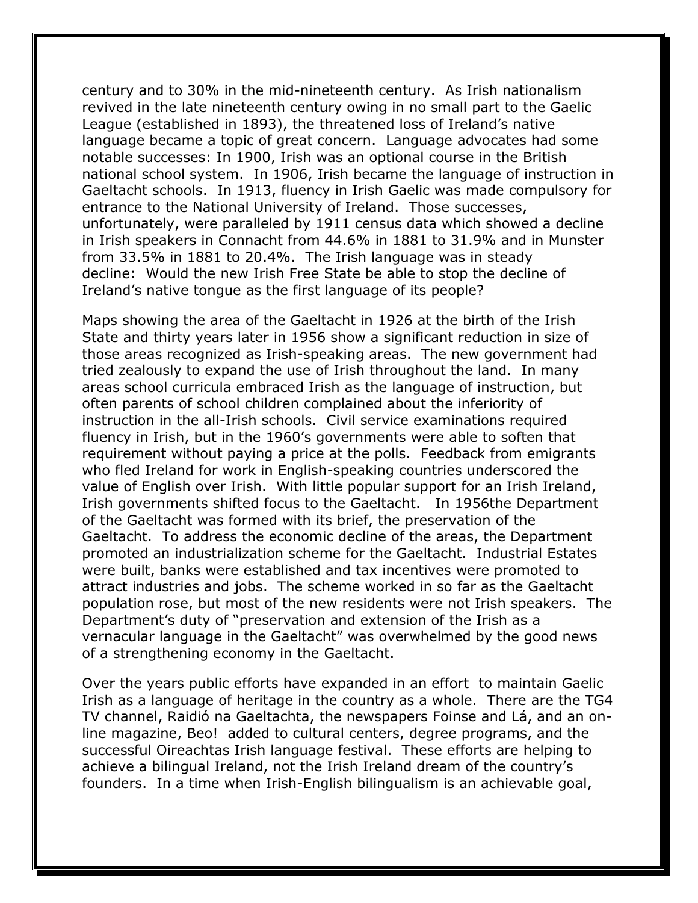century and to 30% in the mid-nineteenth century. As Irish nationalism revived in the late nineteenth century owing in no small part to the Gaelic League (established in 1893), the threatened loss of Ireland's native language became a topic of great concern. Language advocates had some notable successes: In 1900, Irish was an optional course in the British national school system. In 1906, Irish became the language of instruction in Gaeltacht schools. In 1913, fluency in Irish Gaelic was made compulsory for entrance to the National University of Ireland. Those successes, unfortunately, were paralleled by 1911 census data which showed a decline in Irish speakers in Connacht from 44.6% in 1881 to 31.9% and in Munster from 33.5% in 1881 to 20.4%. The Irish language was in steady decline: Would the new Irish Free State be able to stop the decline of Ireland's native tongue as the first language of its people?

Maps showing the area of the Gaeltacht in 1926 at the birth of the Irish State and thirty years later in 1956 show a significant reduction in size of those areas recognized as Irish-speaking areas. The new government had tried zealously to expand the use of Irish throughout the land. In many areas school curricula embraced Irish as the language of instruction, but often parents of school children complained about the inferiority of instruction in the all-Irish schools. Civil service examinations required fluency in Irish, but in the 1960's governments were able to soften that requirement without paying a price at the polls. Feedback from emigrants who fled Ireland for work in English-speaking countries underscored the value of English over Irish. With little popular support for an Irish Ireland, Irish governments shifted focus to the Gaeltacht. In 1956the Department of the Gaeltacht was formed with its brief, the preservation of the Gaeltacht. To address the economic decline of the areas, the Department promoted an industrialization scheme for the Gaeltacht. Industrial Estates were built, banks were established and tax incentives were promoted to attract industries and jobs. The scheme worked in so far as the Gaeltacht population rose, but most of the new residents were not Irish speakers. The Department's duty of "preservation and extension of the Irish as a vernacular language in the Gaeltacht" was overwhelmed by the good news of a strengthening economy in the Gaeltacht.

Over the years public efforts have expanded in an effort to maintain Gaelic Irish as a language of heritage in the country as a whole. There are the TG4 TV channel, Raidió na Gaeltachta, the newspapers Foinse and Lá, and an on-line magazine, Beo! added to cultural centers, degree programs, and the successful Oireachtas Irish language festival. These efforts are helping to achieve a bilingual Ireland, not the Irish Ireland dream of the country's founders. In a time when Irish-English bilingualism is an achievable goal,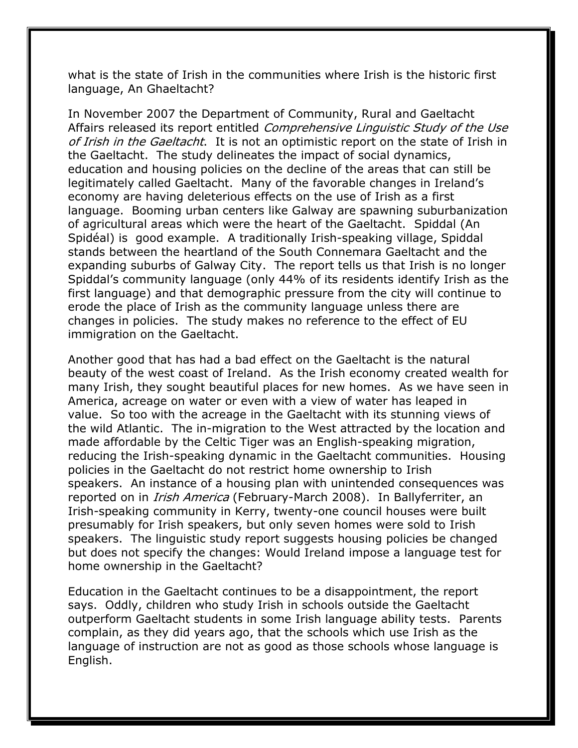what is the state of Irish in the communities where Irish is the historic first language, An Ghaeltacht?

In November 2007 the Department of Community, Rural and Gaeltacht Affairs released its report entitled *Comprehensive Linguistic Study of the Use of Irish in the Gaeltacht*. It is not an optimistic report on the state of Irish in the Gaeltacht. The study delineates the impact of social dynamics, education and housing policies on the decline of the areas that can still be legitimately called Gaeltacht. Many of the favorable changes in Ireland's economy are having deleterious effects on the use of Irish as a first language. Booming urban centers like Galway are spawning suburbanization of agricultural areas which were the heart of the Gaeltacht. Spiddal (An Spidéal) is good example. A traditionally Irish-speaking village, Spiddal stands between the heartland of the South Connemara Gaeltacht and the expanding suburbs of Galway City. The report tells us that Irish is no longer Spiddal's community language (only 44% of its residents identify Irish as the first language) and that demographic pressure from the city will continue to erode the place of Irish as the community language unless there are changes in policies. The study makes no reference to the effect of EU immigration on the Gaeltacht.

Another good that has had a bad effect on the Gaeltacht is the natural beauty of the west coast of Ireland. As the Irish economy created wealth for many Irish, they sought beautiful places for new homes. As we have seen in America, acreage on water or even with a view of water has leaped in value. So too with the acreage in the Gaeltacht with its stunning views of the wild Atlantic. The in-migration to the West attracted by the location and made affordable by the Celtic Tiger was an English-speaking migration, reducing the Irish-speaking dynamic in the Gaeltacht communities. Housing policies in the Gaeltacht do not restrict home ownership to Irish speakers. An instance of a housing plan with unintended consequences was reported on in *Irish America* (February-March 2008). In Ballyferriter, an Irish-speaking community in Kerry, twenty-one council houses were built presumably for Irish speakers, but only seven homes were sold to Irish speakers. The linguistic study report suggests housing policies be changed but does not specify the changes: Would Ireland impose a language test for home ownership in the Gaeltacht?

Education in the Gaeltacht continues to be a disappointment, the report says. Oddly, children who study Irish in schools outside the Gaeltacht outperform Gaeltacht students in some Irish language ability tests. Parents complain, as they did years ago, that the schools which use Irish as the language of instruction are not as good as those schools whose language is English.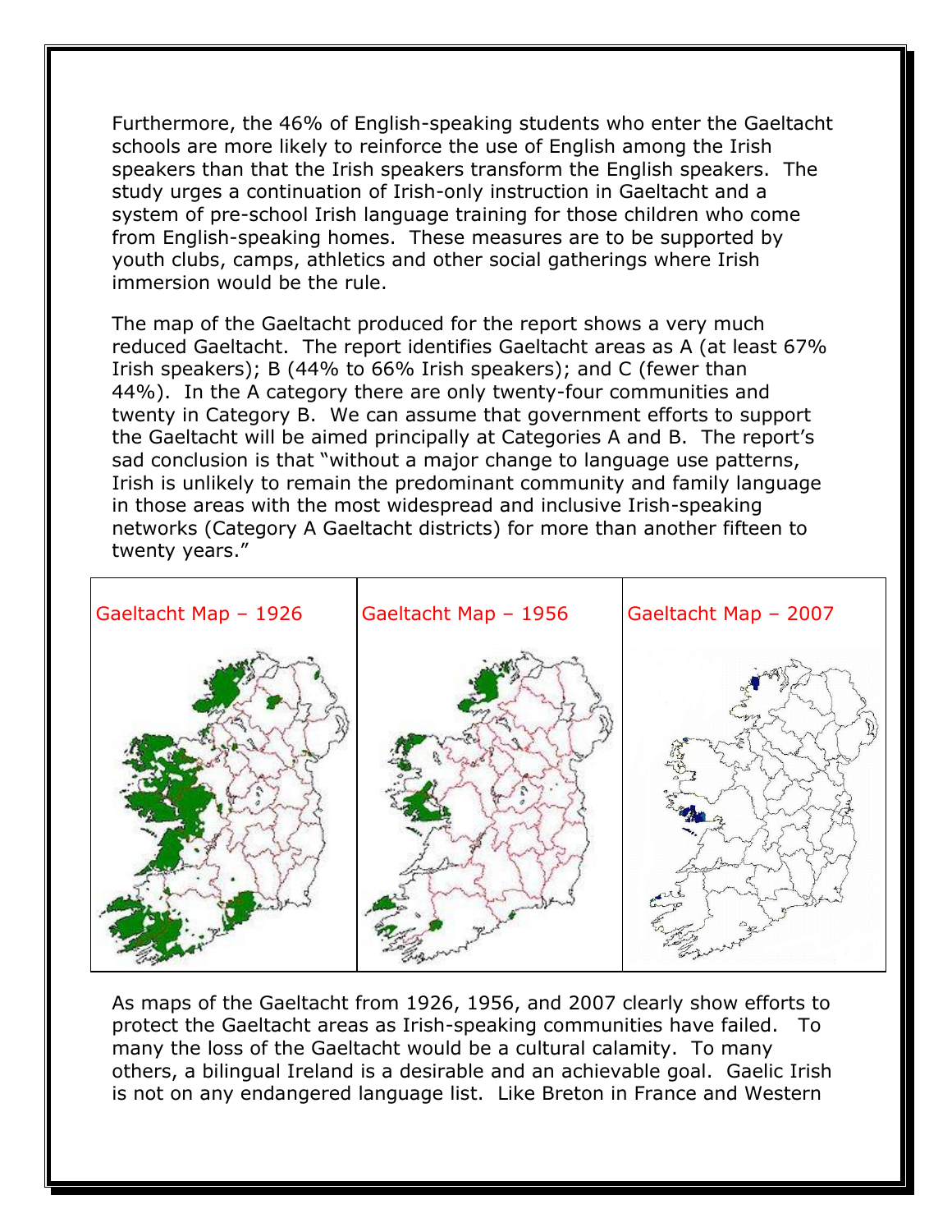Furthermore, the 46% of English-speaking students who enter the Gaeltacht schools are more likely to reinforce the use of English among the Irish speakers than that the Irish speakers transform the English speakers. The study urges a continuation of Irish-only instruction in Gaeltacht and a system of pre-school Irish language training for those children who come from English-speaking homes. These measures are to be supported by youth clubs, camps, athletics and other social gatherings where Irish immersion would be the rule.

The map of the Gaeltacht produced for the report shows a very much reduced Gaeltacht. The report identifies Gaeltacht areas as A (at least 67% Irish speakers); B (44% to 66% Irish speakers); and C (fewer than 44%). In the A category there are only twenty-four communities and twenty in Category B. We can assume that government efforts to support the Gaeltacht will be aimed principally at Categories A and B. The report's sad conclusion is that "without a major change to language use patterns, Irish is unlikely to remain the predominant community and family language in those areas with the most widespread and inclusive Irish-speaking networks (Category A Gaeltacht districts) for more than another fifteen to twenty years."

| Gaeltacht Map – 1926 | Gaeltacht Map – 1956 | Gaeltacht Map – 2007 |
| --- | --- | --- |

As maps of the Gaeltacht from 1926, 1956, and 2007 clearly show efforts to protect the Gaeltacht areas as Irish-speaking communities have failed. To many the loss of the Gaeltacht would be a cultural calamity. To many others, a bilingual Ireland is a desirable and an achievable goal. Gaelic Irish is not on any endangered language list. Like Breton in France and Western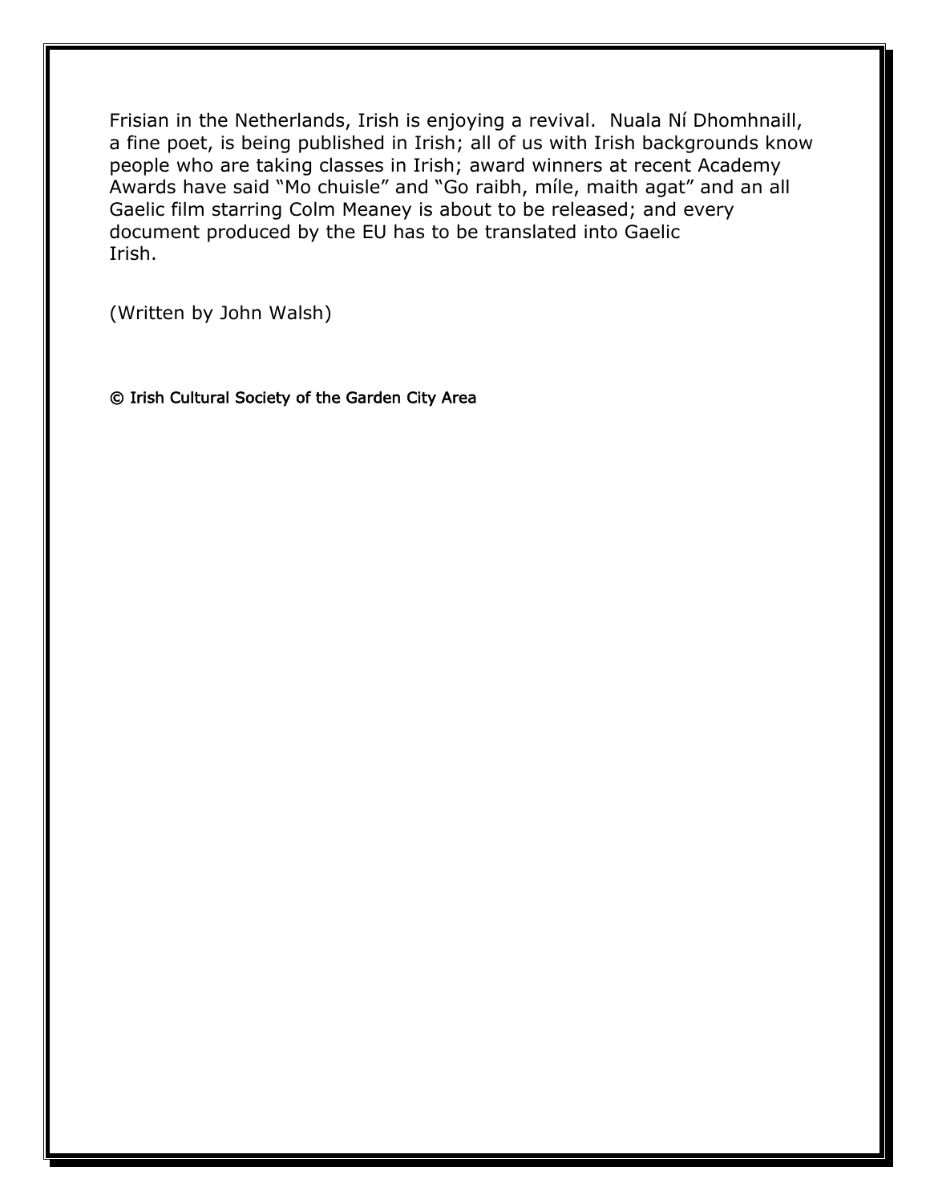Frisian in the Netherlands, Irish is enjoying a revival. Nuala Ní Dhomhnaill, a fine poet, is being published in Irish; all of us with Irish backgrounds know people who are taking classes in Irish; award winners at recent Academy Awards have said "Mo chuisle" and "Go raibh, míle, maith agat" and an all Gaelic film starring Colm Meaney is about to be released; and every document produced by the EU has to be translated into Gaelic Irish.

(Written by John Walsh)

© Irish Cultural Society of the Garden City Area